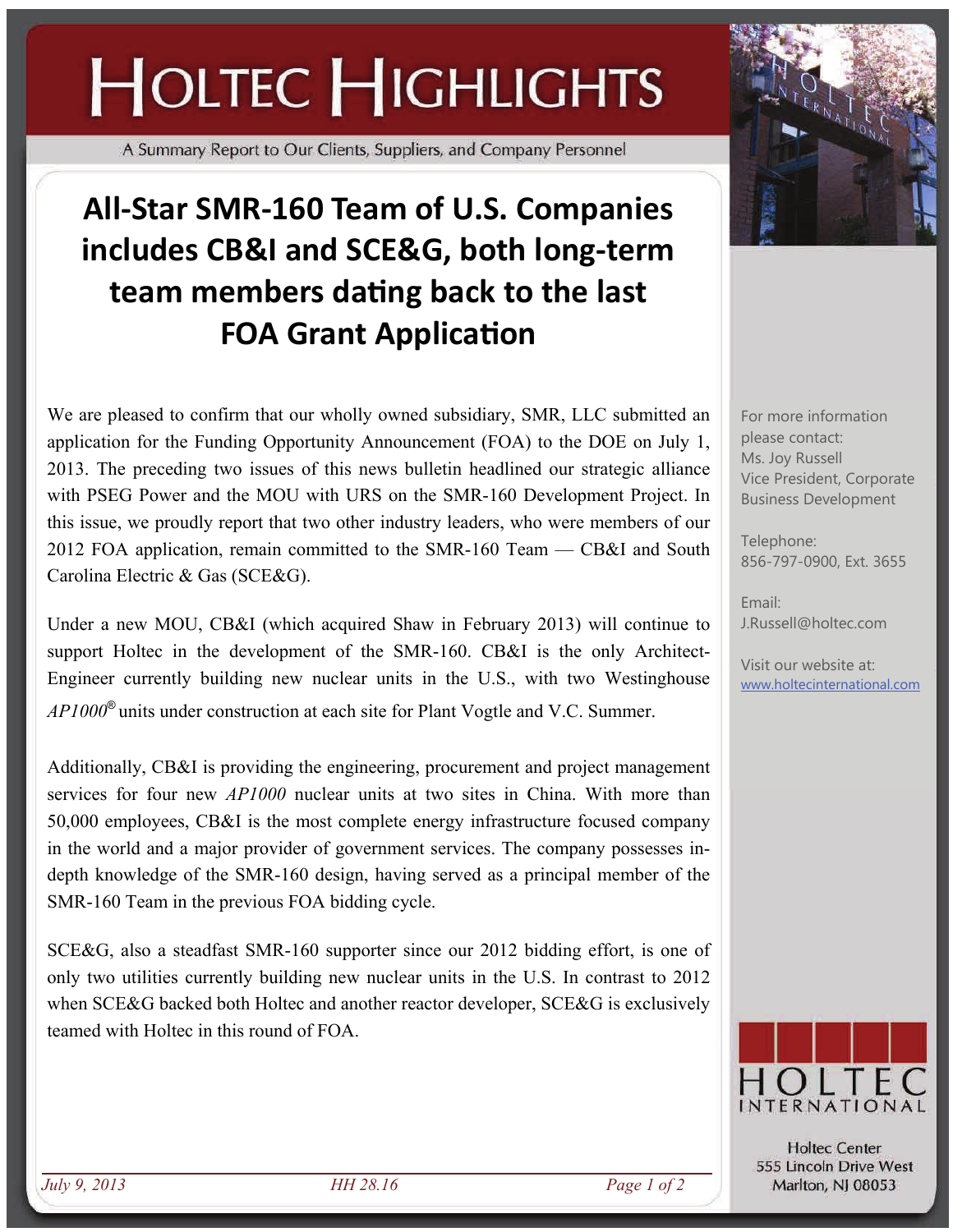# HOLTEC HIGHLIGHTS

A Summary Report to Our Clients, Suppliers, and Company Personnel

## All-Star SMR-160 Team of U.S. Companies includes CB&I and SCE&G, both long-term team members dating back to the last FOA Grant Application

We are pleased to confirm that our wholly owned subsidiary, SMR, LLC submitted an application for the Funding Opportunity Announcement (FOA) to the DOE on July 1, 2013. The preceding two issues of this news bulletin headlined our strategic alliance with PSEG Power and the MOU with URS on the SMR-160 Development Project. In this issue, we proudly report that two other industry leaders, who were members of our 2012 FOA application, remain committed to the SMR-160 Team — CB&I and South Carolina Electric & Gas (SCE&G).

Under a new MOU, CB&I (which acquired Shaw in February 2013) will continue to support Holtec in the development of the SMR-160. CB&I is the only Architect-Engineer currently building new nuclear units in the U.S., with two Westinghouse *AP1000®* units under construction at each site for Plant Vogtle and V.C. Summer.

Additionally, CB&I is providing the engineering, procurement and project management services for four new *AP1000* nuclear units at two sites in China. With more than 50,000 employees, CB&I is the most complete energy infrastructure focused company in the world and a major provider of government services. The company possesses in-depth knowledge of the SMR-160 design, having served as a principal member of the SMR-160 Team in the previous FOA bidding cycle.

SCE&G, also a steadfast SMR-160 supporter since our 2012 bidding effort, is one of only two utilities currently building new nuclear units in the U.S. In contrast to 2012 when SCE&G backed both Holtec and another reactor developer, SCE&G is exclusively teamed with Holtec in this round of FOA.

For more information please contact:
Ms. Joy Russell
Vice President, Corporate Business Development

Telephone:
856-797-0900, Ext. 3655

Email:
J.Russell@holtec.com

Visit our website at:
www.holtecinternational.com

HOLTEC INTERNATIONAL

Holtec Center
555 Lincoln Drive West
Marlton, NJ 08053

*July 9, 2013* *HH 28.16*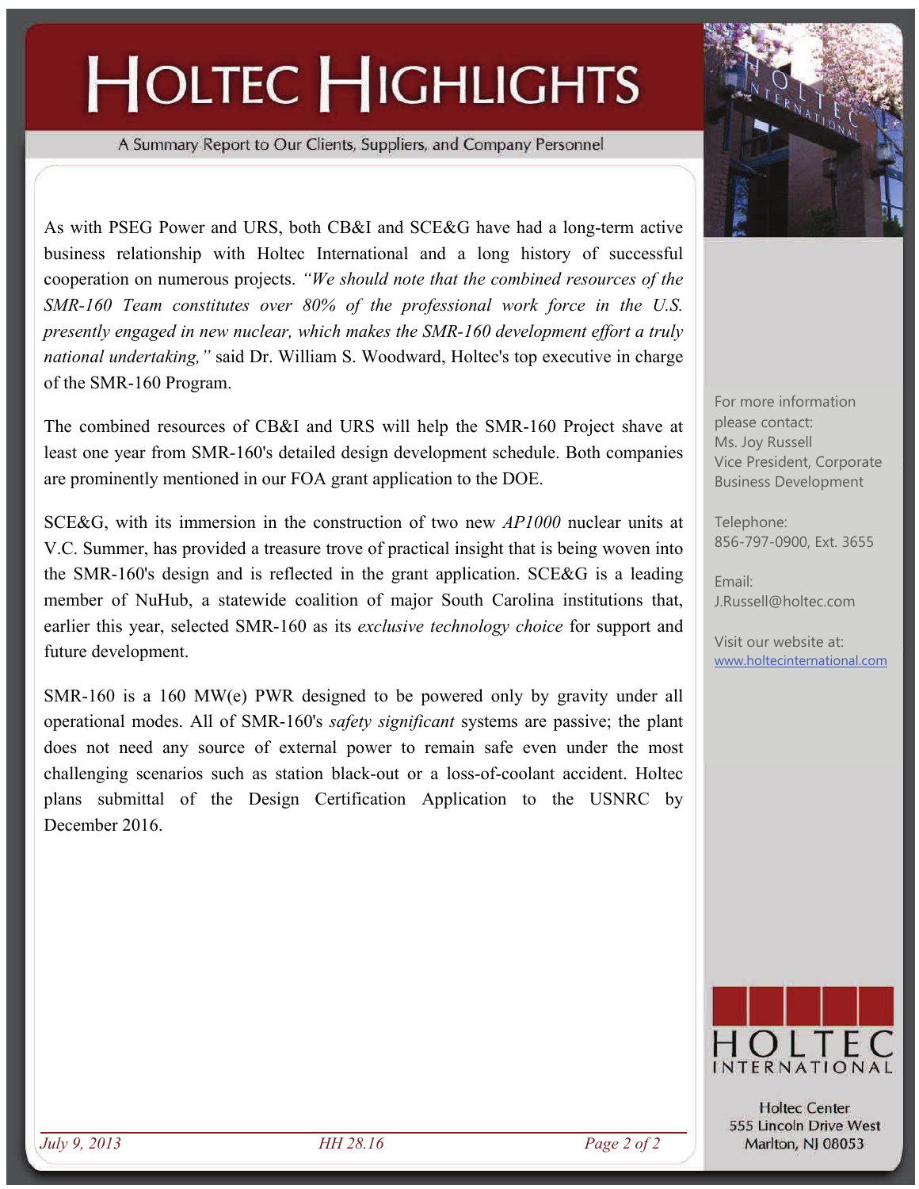As with PSEG Power and URS, both CB&I and SCE&G have had a long-term active business relationship with Holtec International and a long history of successful cooperation on numerous projects. *"We should note that the combined resources of the SMR-160 Team constitutes over 80% of the professional work force in the U.S. presently engaged in new nuclear, which makes the SMR-160 development effort a truly national undertaking,"* said Dr. William S. Woodward, Holtec's top executive in charge of the SMR-160 Program.

The combined resources of CB&I and URS will help the SMR-160 Project shave at least one year from SMR-160's detailed design development schedule. Both companies are prominently mentioned in our FOA grant application to the DOE.

SCE&G, with its immersion in the construction of two new *AP1000* nuclear units at V.C. Summer, has provided a treasure trove of practical insight that is being woven into the SMR-160's design and is reflected in the grant application. SCE&G is a leading member of NuHub, a statewide coalition of major South Carolina institutions that, earlier this year, selected SMR-160 as its *exclusive technology choice* for support and future development.

SMR-160 is a 160 MW(e) PWR designed to be powered only by gravity under all operational modes. All of SMR-160's *safety significant* systems are passive; the plant does not need any source of external power to remain safe even under the most challenging scenarios such as station black-out or a loss-of-coolant accident. Holtec plans submittal of the Design Certification Application to the USNRC by December 2016.

For more information please contact:
Ms. Joy Russell
Vice President, Corporate Business Development

Telephone:
856-797-0900, Ext. 3655

Email:
J.Russell@holtec.com

Visit our website at:
www.holtecinternational.com

HOLTEC INTERNATIONAL

Holtec Center
555 Lincoln Drive West
Marlton, NJ 08053